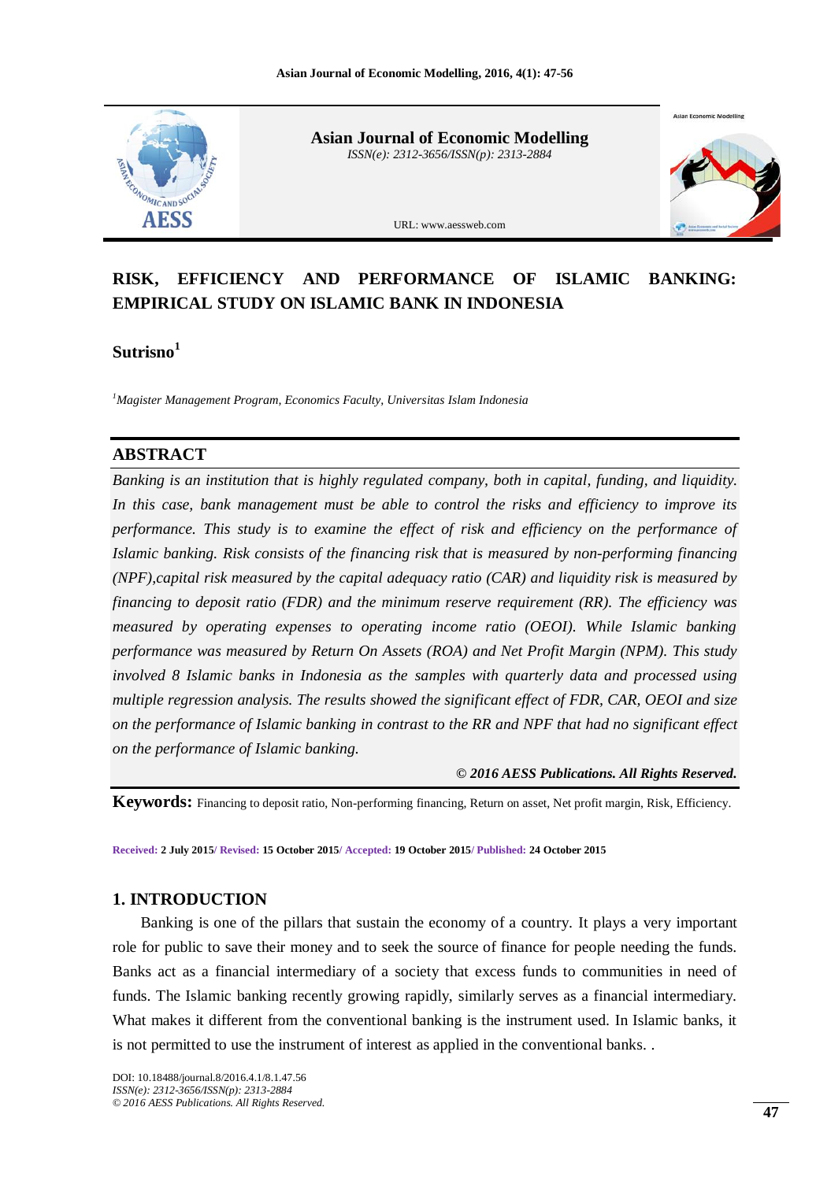# RISK, EFFICIENCY AND PERFORMANCE OF ISLAMIC BANKING: EMPIRICAL STUDY ON ISLAMIC BANK IN INDONESIA

**Sutrisno**[1]

[1]*Magister Management Program, Economics Faculty, Universitas Islam Indonesia*

## ABSTRACT

*Banking is an institution that is highly regulated company, both in capital, funding, and liquidity. In this case, bank management must be able to control the risks and efficiency to improve its performance. This study is to examine the effect of risk and efficiency on the performance of Islamic banking. Risk consists of the financing risk that is measured by non-performing financing (NPF),capital risk measured by the capital adequacy ratio (CAR) and liquidity risk is measured by financing to deposit ratio (FDR) and the minimum reserve requirement (RR). The efficiency was measured by operating expenses to operating income ratio (OEOI). While Islamic banking performance was measured by Return On Assets (ROA) and Net Profit Margin (NPM). This study involved 8 Islamic banks in Indonesia as the samples with quarterly data and processed using multiple regression analysis. The results showed the significant effect of FDR, CAR, OEOI and size on the performance of Islamic banking in contrast to the RR and NPF that had no significant effect on the performance of Islamic banking.*

***© 2016 AESS Publications. All Rights Reserved.***

**Keywords:** Financing to deposit ratio, Non-performing financing, Return on asset, Net profit margin, Risk, Efficiency.

**Received:** 2 July 2015/ **Revised:** 15 October 2015/ **Accepted:** 19 October 2015/ **Published:** 24 October 2015

## 1. INTRODUCTION

Banking is one of the pillars that sustain the economy of a country. It plays a very important role for public to save their money and to seek the source of finance for people needing the funds. Banks act as a financial intermediary of a society that excess funds to communities in need of funds. The Islamic banking recently growing rapidly, similarly serves as a financial intermediary. What makes it different from the conventional banking is the instrument used. In Islamic banks, it is not permitted to use the instrument of interest as applied in the conventional banks. .

DOI: 10.18488/journal.8/2016.4.1/8.1.47.56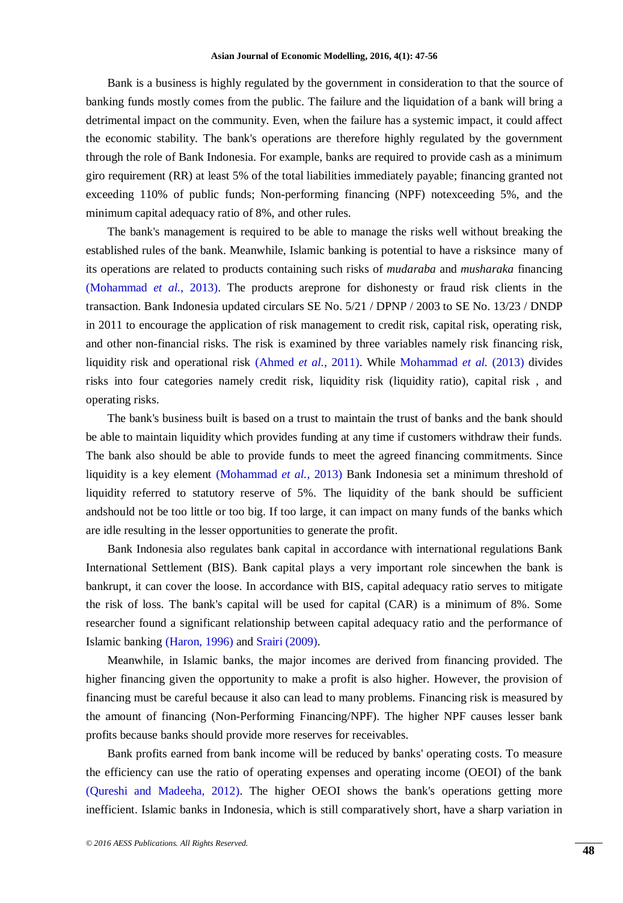Bank is a business is highly regulated by the government in consideration to that the source of banking funds mostly comes from the public. The failure and the liquidation of a bank will bring a detrimental impact on the community. Even, when the failure has a systemic impact, it could affect the economic stability. The bank's operations are therefore highly regulated by the government through the role of Bank Indonesia. For example, banks are required to provide cash as a minimum giro requirement (RR) at least 5% of the total liabilities immediately payable; financing granted not exceeding 110% of public funds; Non-performing financing (NPF) notexceeding 5%, and the minimum capital adequacy ratio of 8%, and other rules.

The bank's management is required to be able to manage the risks well without breaking the established rules of the bank. Meanwhile, Islamic banking is potential to have a risksince many of its operations are related to products containing such risks of *mudaraba* and *musharaka* financing (Mohammad *et al.,* 2013). The products areprone for dishonesty or fraud risk clients in the transaction. Bank Indonesia updated circulars SE No. 5/21 / DPNP / 2003 to SE No. 13/23 / DNDP in 2011 to encourage the application of risk management to credit risk, capital risk, operating risk, and other non-financial risks. The risk is examined by three variables namely risk financing risk, liquidity risk and operational risk (Ahmed *et al.,* 2011). While Mohammad *et al.* (2013) divides risks into four categories namely credit risk, liquidity risk (liquidity ratio), capital risk , and operating risks.

The bank's business built is based on a trust to maintain the trust of banks and the bank should be able to maintain liquidity which provides funding at any time if customers withdraw their funds. The bank also should be able to provide funds to meet the agreed financing commitments. Since liquidity is a key element (Mohammad *et al.,* 2013) Bank Indonesia set a minimum threshold of liquidity referred to statutory reserve of 5%. The liquidity of the bank should be sufficient andshould not be too little or too big. If too large, it can impact on many funds of the banks which are idle resulting in the lesser opportunities to generate the profit.

Bank Indonesia also regulates bank capital in accordance with international regulations Bank International Settlement (BIS). Bank capital plays a very important role sincewhen the bank is bankrupt, it can cover the loose. In accordance with BIS, capital adequacy ratio serves to mitigate the risk of loss. The bank's capital will be used for capital (CAR) is a minimum of 8%. Some researcher found a significant relationship between capital adequacy ratio and the performance of Islamic banking (Haron, 1996) and Srairi (2009).

Meanwhile, in Islamic banks, the major incomes are derived from financing provided. The higher financing given the opportunity to make a profit is also higher. However, the provision of financing must be careful because it also can lead to many problems. Financing risk is measured by the amount of financing (Non-Performing Financing/NPF). The higher NPF causes lesser bank profits because banks should provide more reserves for receivables.

Bank profits earned from bank income will be reduced by banks' operating costs. To measure the efficiency can use the ratio of operating expenses and operating income (OEOI) of the bank (Qureshi and Madeeha, 2012). The higher OEOI shows the bank's operations getting more inefficient. Islamic banks in Indonesia, which is still comparatively short, have a sharp variation in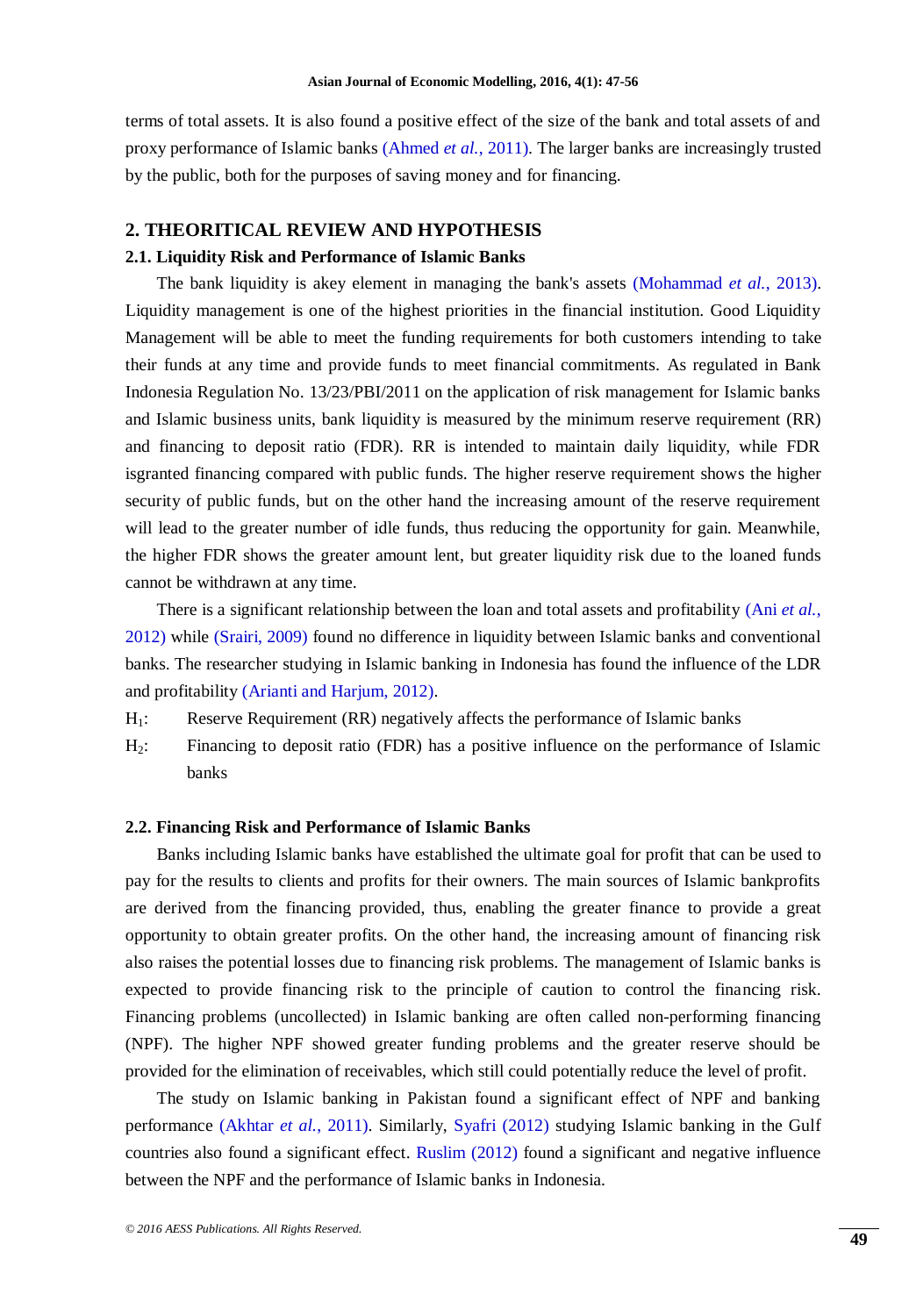terms of total assets. It is also found a positive effect of the size of the bank and total assets of and proxy performance of Islamic banks (Ahmed *et al.*, 2011). The larger banks are increasingly trusted by the public, both for the purposes of saving money and for financing.

## 2. THEORITICAL REVIEW AND HYPOTHESIS

### 2.1. Liquidity Risk and Performance of Islamic Banks

The bank liquidity is akey element in managing the bank's assets (Mohammad *et al.*, 2013). Liquidity management is one of the highest priorities in the financial institution. Good Liquidity Management will be able to meet the funding requirements for both customers intending to take their funds at any time and provide funds to meet financial commitments. As regulated in Bank Indonesia Regulation No. 13/23/PBI/2011 on the application of risk management for Islamic banks and Islamic business units, bank liquidity is measured by the minimum reserve requirement (RR) and financing to deposit ratio (FDR). RR is intended to maintain daily liquidity, while FDR isgranted financing compared with public funds. The higher reserve requirement shows the higher security of public funds, but on the other hand the increasing amount of the reserve requirement will lead to the greater number of idle funds, thus reducing the opportunity for gain. Meanwhile, the higher FDR shows the greater amount lent, but greater liquidity risk due to the loaned funds cannot be withdrawn at any time.

There is a significant relationship between the loan and total assets and profitability (Ani *et al.*, 2012) while (Srairi, 2009) found no difference in liquidity between Islamic banks and conventional banks. The researcher studying in Islamic banking in Indonesia has found the influence of the LDR and profitability (Arianti and Harjum, 2012).

$H_1$: Reserve Requirement (RR) negatively affects the performance of Islamic banks

$H_2$: Financing to deposit ratio (FDR) has a positive influence on the performance of Islamic banks

### 2.2. Financing Risk and Performance of Islamic Banks

Banks including Islamic banks have established the ultimate goal for profit that can be used to pay for the results to clients and profits for their owners. The main sources of Islamic bankprofits are derived from the financing provided, thus, enabling the greater finance to provide a great opportunity to obtain greater profits. On the other hand, the increasing amount of financing risk also raises the potential losses due to financing risk problems. The management of Islamic banks is expected to provide financing risk to the principle of caution to control the financing risk. Financing problems (uncollected) in Islamic banking are often called non-performing financing (NPF). The higher NPF showed greater funding problems and the greater reserve should be provided for the elimination of receivables, which still could potentially reduce the level of profit.

The study on Islamic banking in Pakistan found a significant effect of NPF and banking performance (Akhtar *et al.*, 2011). Similarly, Syafri (2012) studying Islamic banking in the Gulf countries also found a significant effect. Ruslim (2012) found a significant and negative influence between the NPF and the performance of Islamic banks in Indonesia.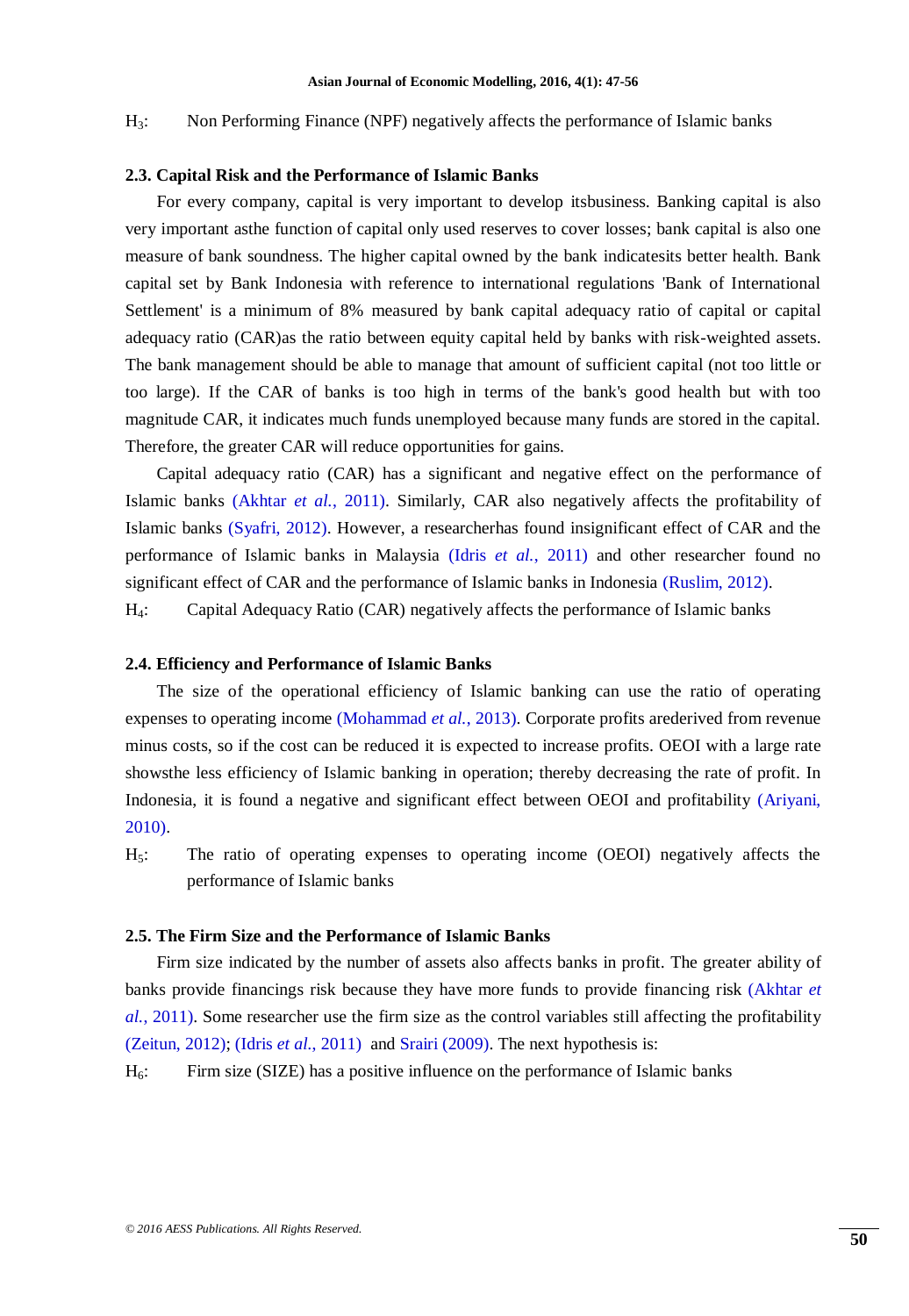$H_3$: Non Performing Finance (NPF) negatively affects the performance of Islamic banks

### 2.3. Capital Risk and the Performance of Islamic Banks

For every company, capital is very important to develop itsbusiness. Banking capital is also very important asthe function of capital only used reserves to cover losses; bank capital is also one measure of bank soundness. The higher capital owned by the bank indicatesits better health. Bank capital set by Bank Indonesia with reference to international regulations 'Bank of International Settlement' is a minimum of 8% measured by bank capital adequacy ratio of capital or capital adequacy ratio (CAR)as the ratio between equity capital held by banks with risk-weighted assets. The bank management should be able to manage that amount of sufficient capital (not too little or too large). If the CAR of banks is too high in terms of the bank's good health but with too magnitude CAR, it indicates much funds unemployed because many funds are stored in the capital. Therefore, the greater CAR will reduce opportunities for gains.

Capital adequacy ratio (CAR) has a significant and negative effect on the performance of Islamic banks (Akhtar *et al.*, 2011). Similarly, CAR also negatively affects the profitability of Islamic banks (Syafri, 2012). However, a researcherhas found insignificant effect of CAR and the performance of Islamic banks in Malaysia (Idris *et al.*, 2011) and other researcher found no significant effect of CAR and the performance of Islamic banks in Indonesia (Ruslim, 2012).

$H_4$: Capital Adequacy Ratio (CAR) negatively affects the performance of Islamic banks

### 2.4. Efficiency and Performance of Islamic Banks

The size of the operational efficiency of Islamic banking can use the ratio of operating expenses to operating income (Mohammad *et al.*, 2013). Corporate profits arederived from revenue minus costs, so if the cost can be reduced it is expected to increase profits. OEOI with a large rate showsthe less efficiency of Islamic banking in operation; thereby decreasing the rate of profit. In Indonesia, it is found a negative and significant effect between OEOI and profitability (Ariyani, 2010).

$H_5$: The ratio of operating expenses to operating income (OEOI) negatively affects the performance of Islamic banks

### 2.5. The Firm Size and the Performance of Islamic Banks

Firm size indicated by the number of assets also affects banks in profit. The greater ability of banks provide financings risk because they have more funds to provide financing risk (Akhtar *et al.*, 2011). Some researcher use the firm size as the control variables still affecting the profitability (Zeitun, 2012); (Idris *et al.*, 2011) and Srairi (2009). The next hypothesis is:

$H_6$: Firm size (SIZE) has a positive influence on the performance of Islamic banks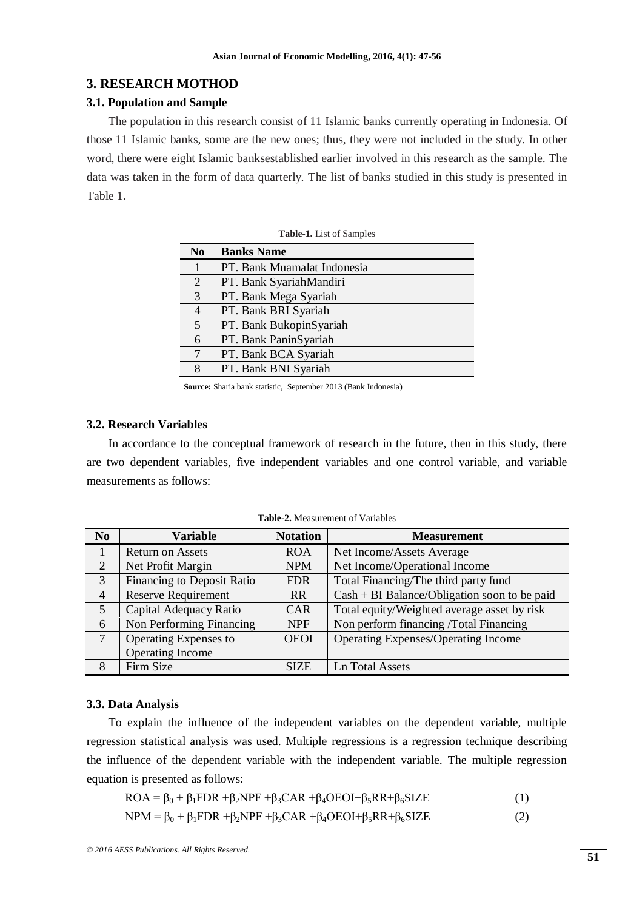## 3. RESEARCH MOTHOD

### 3.1. Population and Sample

The population in this research consist of 11 Islamic banks currently operating in Indonesia. Of those 11 Islamic banks, some are the new ones; thus, they were not included in the study. In other word, there were eight Islamic banksestablished earlier involved in this research as the sample. The data was taken in the form of data quarterly. The list of banks studied in this study is presented in Table 1.

**Table-1.** List of Samples

| No | Banks Name |
|---|---|
| 1 | PT. Bank Muamalat Indonesia |
| 2 | PT. Bank SyariahMandiri |
| 3 | PT. Bank Mega Syariah |
| 4 | PT. Bank BRI Syariah |
| 5 | PT. Bank BukopinSyariah |
| 6 | PT. Bank PaninSyariah |
| 7 | PT. Bank BCA Syariah |
| 8 | PT. Bank BNI Syariah |

**Source:** Sharia bank statistic, September 2013 (Bank Indonesia)

### 3.2. Research Variables

In accordance to the conceptual framework of research in the future, then in this study, there are two dependent variables, five independent variables and one control variable, and variable measurements as follows:

**Table-2.** Measurement of Variables

| No | Variable | Notation | Measurement |
|---|---|---|---|
| 1 | Return on Assets | ROA | Net Income/Assets Average |
| 2 | Net Profit Margin | NPM | Net Income/Operational Income |
| 3 | Financing to Deposit Ratio | FDR | Total Financing/The third party fund |
| 4 | Reserve Requirement | RR | Cash + BI Balance/Obligation soon to be paid |
| 5 | Capital Adequacy Ratio | CAR | Total equity/Weighted average asset by risk |
| 6 | Non Performing Financing | NPF | Non perform financing /Total Financing |
| 7 | Operating Expenses to Operating Income | OEOI | Operating Expenses/Operating Income |
| 8 | Firm Size | SIZE | Ln Total Assets |

### 3.3. Data Analysis

To explain the influence of the independent variables on the dependent variable, multiple regression statistical analysis was used. Multiple regressions is a regression technique describing the influence of the dependent variable with the independent variable. The multiple regression equation is presented as follows:

$$ROA = \beta_0 + \beta_1 FDR + \beta_2 NPF + \beta_3 CAR + \beta_4 OEOI + \beta_5 RR + \beta_6 SIZE \quad (1)$$

$$NPM = \beta_0 + \beta_1 FDR + \beta_2 NPF + \beta_3 CAR + \beta_4 OEOI + \beta_5 RR + \beta_6 SIZE \quad (2)$$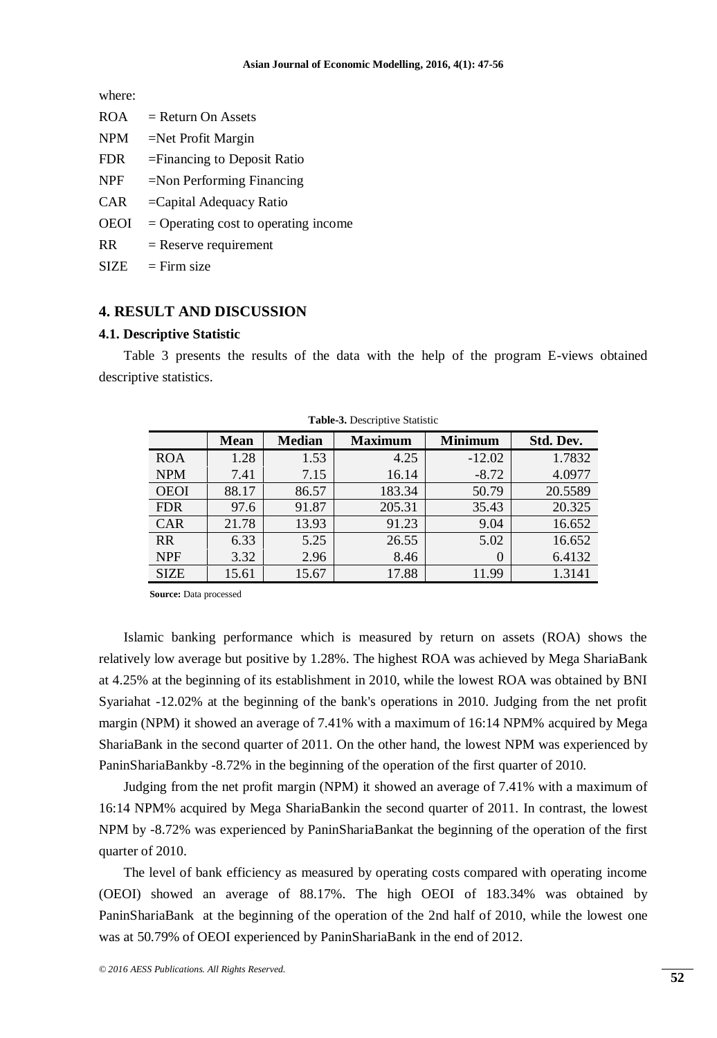where:

ROA = Return On Assets

NPM =Net Profit Margin

FDR =Financing to Deposit Ratio

NPF =Non Performing Financing

CAR =Capital Adequacy Ratio

OEOI = Operating cost to operating income

RR = Reserve requirement

SIZE = Firm size

## 4. RESULT AND DISCUSSION

### 4.1. Descriptive Statistic

Table 3 presents the results of the data with the help of the program E-views obtained descriptive statistics.

**Table-3.** Descriptive Statistic

| | Mean | Median | Maximum | Minimum | Std. Dev. |
|---|---|---|---|---|---|
| ROA | 1.28 | 1.53 | 4.25 | -12.02 | 1.7832 |
| NPM | 7.41 | 7.15 | 16.14 | -8.72 | 4.0977 |
| OEOI | 88.17 | 86.57 | 183.34 | 50.79 | 20.5589 |
| FDR | 97.6 | 91.87 | 205.31 | 35.43 | 20.325 |
| CAR | 21.78 | 13.93 | 91.23 | 9.04 | 16.652 |
| RR | 6.33 | 5.25 | 26.55 | 5.02 | 16.652 |
| NPF | 3.32 | 2.96 | 8.46 | 0 | 6.4132 |
| SIZE | 15.61 | 15.67 | 17.88 | 11.99 | 1.3141 |

**Source:** Data processed

Islamic banking performance which is measured by return on assets (ROA) shows the relatively low average but positive by 1.28%. The highest ROA was achieved by Mega ShariaBank at 4.25% at the beginning of its establishment in 2010, while the lowest ROA was obtained by BNI Syariahat -12.02% at the beginning of the bank's operations in 2010. Judging from the net profit margin (NPM) it showed an average of 7.41% with a maximum of 16:14 NPM% acquired by Mega ShariaBank in the second quarter of 2011. On the other hand, the lowest NPM was experienced by PaninShariaBankby -8.72% in the beginning of the operation of the first quarter of 2010.

Judging from the net profit margin (NPM) it showed an average of 7.41% with a maximum of 16:14 NPM% acquired by Mega ShariaBankin the second quarter of 2011. In contrast, the lowest NPM by -8.72% was experienced by PaninShariaBankat the beginning of the operation of the first quarter of 2010.

The level of bank efficiency as measured by operating costs compared with operating income (OEOI) showed an average of 88.17%. The high OEOI of 183.34% was obtained by PaninShariaBank at the beginning of the operation of the 2nd half of 2010, while the lowest one was at 50.79% of OEOI experienced by PaninShariaBank in the end of 2012.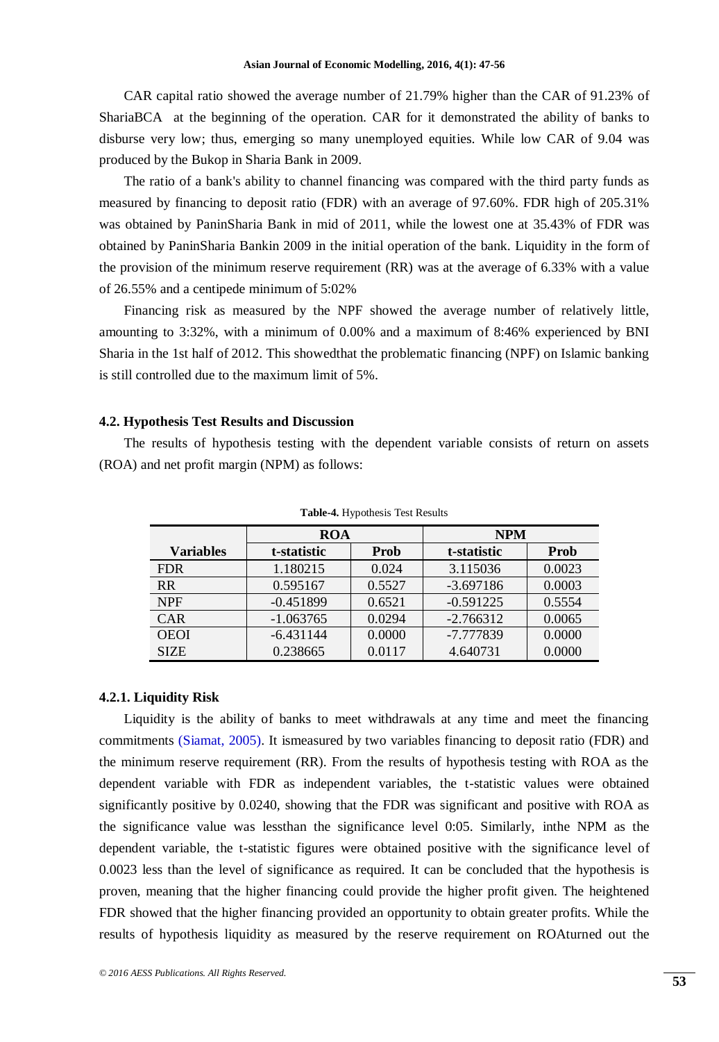CAR capital ratio showed the average number of 21.79% higher than the CAR of 91.23% of ShariaBCA at the beginning of the operation. CAR for it demonstrated the ability of banks to disburse very low; thus, emerging so many unemployed equities. While low CAR of 9.04 was produced by the Bukop in Sharia Bank in 2009.

The ratio of a bank's ability to channel financing was compared with the third party funds as measured by financing to deposit ratio (FDR) with an average of 97.60%. FDR high of 205.31% was obtained by PaninSharia Bank in mid of 2011, while the lowest one at 35.43% of FDR was obtained by PaninSharia Bankin 2009 in the initial operation of the bank. Liquidity in the form of the provision of the minimum reserve requirement (RR) was at the average of 6.33% with a value of 26.55% and a centipede minimum of 5:02%

Financing risk as measured by the NPF showed the average number of relatively little, amounting to 3:32%, with a minimum of 0.00% and a maximum of 8:46% experienced by BNI Sharia in the 1st half of 2012. This showedthat the problematic financing (NPF) on Islamic banking is still controlled due to the maximum limit of 5%.

### 4.2. Hypothesis Test Results and Discussion

The results of hypothesis testing with the dependent variable consists of return on assets (ROA) and net profit margin (NPM) as follows:

**Table-4.** Hypothesis Test Results

| | ROA | | NPM | |
|---|---|---|---|---|
| **Variables** | **t-statistic** | **Prob** | **t-statistic** | **Prob** |
| FDR | 1.180215 | 0.024 | 3.115036 | 0.0023 |
| RR | 0.595167 | 0.5527 | -3.697186 | 0.0003 |
| NPF | -0.451899 | 0.6521 | -0.591225 | 0.5554 |
| CAR | -1.063765 | 0.0294 | -2.766312 | 0.0065 |
| OEOI | -6.431144 | 0.0000 | -7.777839 | 0.0000 |
| SIZE | 0.238665 | 0.0117 | 4.640731 | 0.0000 |

#### 4.2.1. Liquidity Risk

Liquidity is the ability of banks to meet withdrawals at any time and meet the financing commitments (Siamat, 2005). It ismeasured by two variables financing to deposit ratio (FDR) and the minimum reserve requirement (RR). From the results of hypothesis testing with ROA as the dependent variable with FDR as independent variables, the t-statistic values were obtained significantly positive by 0.0240, showing that the FDR was significant and positive with ROA as the significance value was lessthan the significance level 0:05. Similarly, inthe NPM as the dependent variable, the t-statistic figures were obtained positive with the significance level of 0.0023 less than the level of significance as required. It can be concluded that the hypothesis is proven, meaning that the higher financing could provide the higher profit given. The heightened FDR showed that the higher financing provided an opportunity to obtain greater profits. While the results of hypothesis liquidity as measured by the reserve requirement on ROAturned out the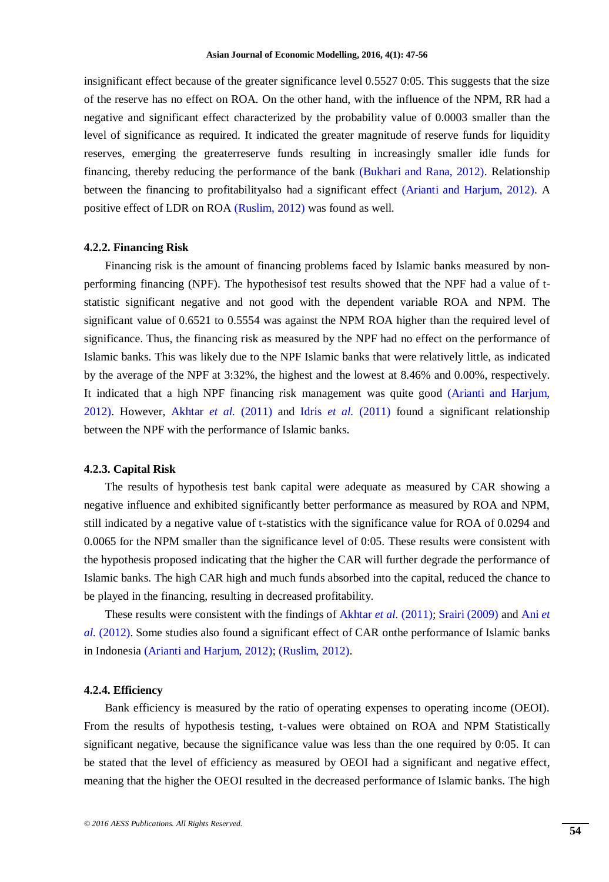insignificant effect because of the greater significance level 0.5527 0:05. This suggests that the size of the reserve has no effect on ROA. On the other hand, with the influence of the NPM, RR had a negative and significant effect characterized by the probability value of 0.0003 smaller than the level of significance as required. It indicated the greater magnitude of reserve funds for liquidity reserves, emerging the greaterreserve funds resulting in increasingly smaller idle funds for financing, thereby reducing the performance of the bank (Bukhari and Rana, 2012). Relationship between the financing to profitabilityalso had a significant effect (Arianti and Harjum, 2012). A positive effect of LDR on ROA (Ruslim, 2012) was found as well.

#### 4.2.2. Financing Risk

Financing risk is the amount of financing problems faced by Islamic banks measured by non-performing financing (NPF). The hypothesisof test results showed that the NPF had a value of t-statistic significant negative and not good with the dependent variable ROA and NPM. The significant value of 0.6521 to 0.5554 was against the NPM ROA higher than the required level of significance. Thus, the financing risk as measured by the NPF had no effect on the performance of Islamic banks. This was likely due to the NPF Islamic banks that were relatively little, as indicated by the average of the NPF at 3:32%, the highest and the lowest at 8.46% and 0.00%, respectively. It indicated that a high NPF financing risk management was quite good (Arianti and Harjum, 2012). However, Akhtar *et al.* (2011) and Idris *et al.* (2011) found a significant relationship between the NPF with the performance of Islamic banks.

#### 4.2.3. Capital Risk

The results of hypothesis test bank capital were adequate as measured by CAR showing a negative influence and exhibited significantly better performance as measured by ROA and NPM, still indicated by a negative value of t-statistics with the significance value for ROA of 0.0294 and 0.0065 for the NPM smaller than the significance level of 0:05. These results were consistent with the hypothesis proposed indicating that the higher the CAR will further degrade the performance of Islamic banks. The high CAR high and much funds absorbed into the capital, reduced the chance to be played in the financing, resulting in decreased profitability.

These results were consistent with the findings of Akhtar *et al.* (2011); Srairi (2009) and Ani *et al.* (2012). Some studies also found a significant effect of CAR onthe performance of Islamic banks in Indonesia (Arianti and Harjum, 2012); (Ruslim, 2012).

#### 4.2.4. Efficiency

Bank efficiency is measured by the ratio of operating expenses to operating income (OEOI). From the results of hypothesis testing, t-values were obtained on ROA and NPM Statistically significant negative, because the significance value was less than the one required by 0:05. It can be stated that the level of efficiency as measured by OEOI had a significant and negative effect, meaning that the higher the OEOI resulted in the decreased performance of Islamic banks. The high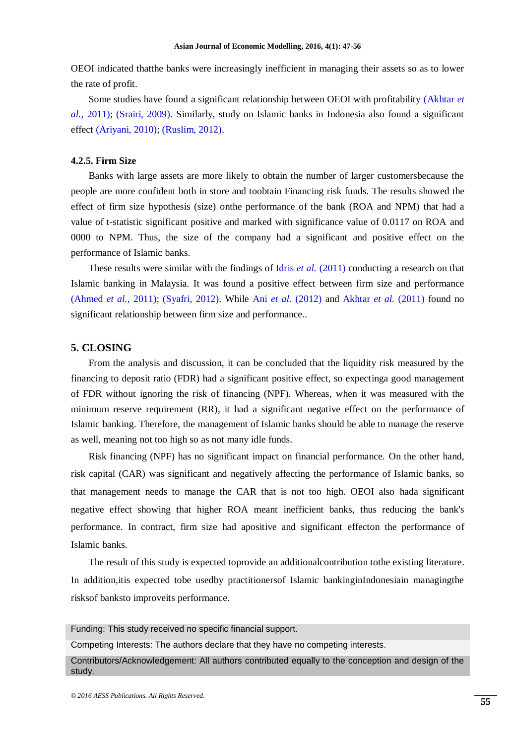OEOI indicated thatthe banks were increasingly inefficient in managing their assets so as to lower the rate of profit.

Some studies have found a significant relationship between OEOI with profitability (Akhtar *et al.*, 2011); (Srairi, 2009). Similarly, study on Islamic banks in Indonesia also found a significant effect (Ariyani, 2010); (Ruslim, 2012).

### 4.2.5. Firm Size

Banks with large assets are more likely to obtain the number of larger customersbecause the people are more confident both in store and toobtain Financing risk funds. The results showed the effect of firm size hypothesis (size) onthe performance of the bank (ROA and NPM) that had a value of t-statistic significant positive and marked with significance value of 0.0117 on ROA and 0000 to NPM. Thus, the size of the company had a significant and positive effect on the performance of Islamic banks.

These results were similar with the findings of Idris *et al.* (2011) conducting a research on that Islamic banking in Malaysia. It was found a positive effect between firm size and performance (Ahmed *et al.*, 2011); (Syafri, 2012). While Ani *et al.* (2012) and Akhtar *et al.* (2011) found no significant relationship between firm size and performance..

## 5. CLOSING

From the analysis and discussion, it can be concluded that the liquidity risk measured by the financing to deposit ratio (FDR) had a significant positive effect, so expectinga good management of FDR without ignoring the risk of financing (NPF). Whereas, when it was measured with the minimum reserve requirement (RR), it had a significant negative effect on the performance of Islamic banking. Therefore, the management of Islamic banks should be able to manage the reserve as well, meaning not too high so as not many idle funds.

Risk financing (NPF) has no significant impact on financial performance. On the other hand, risk capital (CAR) was significant and negatively affecting the performance of Islamic banks, so that management needs to manage the CAR that is not too high. OEOI also hada significant negative effect showing that higher ROA meant inefficient banks, thus reducing the bank's performance. In contract, firm size had apositive and significant effecton the performance of Islamic banks.

The result of this study is expected toprovide an additionalcontribution tothe existing literature. In addition,itis expected tobe usedby practitionersof Islamic bankinginIndonesiain managingthe risksof banksto improveits performance.

Funding: This study received no specific financial support.

Competing Interests: The authors declare that they have no competing interests.

Contributors/Acknowledgement: All authors contributed equally to the conception and design of the study.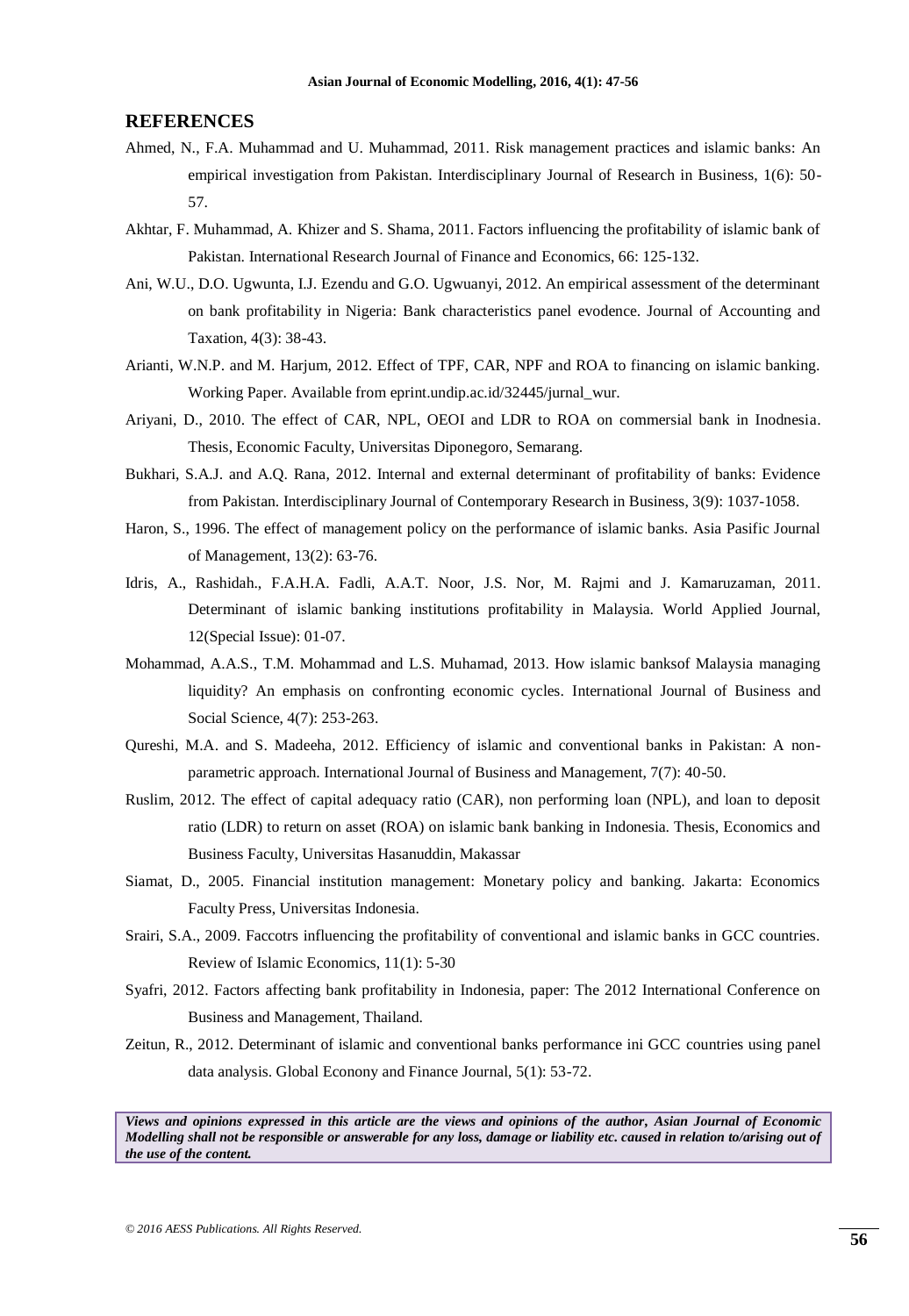## REFERENCES

Ahmed, N., F.A. Muhammad and U. Muhammad, 2011. Risk management practices and islamic banks: An empirical investigation from Pakistan. Interdisciplinary Journal of Research in Business, 1(6): 50-57.

Akhtar, F. Muhammad, A. Khizer and S. Shama, 2011. Factors influencing the profitability of islamic bank of Pakistan. International Research Journal of Finance and Economics, 66: 125-132.

Ani, W.U., D.O. Ugwunta, I.J. Ezendu and G.O. Ugwuanyi, 2012. An empirical assessment of the determinant on bank profitability in Nigeria: Bank characteristics panel evodence. Journal of Accounting and Taxation, 4(3): 38-43.

Arianti, W.N.P. and M. Harjum, 2012. Effect of TPF, CAR, NPF and ROA to financing on islamic banking. Working Paper. Available from eprint.undip.ac.id/32445/jurnal_wur.

Ariyani, D., 2010. The effect of CAR, NPL, OEOI and LDR to ROA on commersial bank in Inodnesia. Thesis, Economic Faculty, Universitas Diponegoro, Semarang.

Bukhari, S.A.J. and A.Q. Rana, 2012. Internal and external determinant of profitability of banks: Evidence from Pakistan. Interdisciplinary Journal of Contemporary Research in Business, 3(9): 1037-1058.

Haron, S., 1996. The effect of management policy on the performance of islamic banks. Asia Pasific Journal of Management, 13(2): 63-76.

Idris, A., Rashidah., F.A.H.A. Fadli, A.A.T. Noor, J.S. Nor, M. Rajmi and J. Kamaruzaman, 2011. Determinant of islamic banking institutions profitability in Malaysia. World Applied Journal, 12(Special Issue): 01-07.

Mohammad, A.A.S., T.M. Mohammad and L.S. Muhamad, 2013. How islamic banksof Malaysia managing liquidity? An emphasis on confronting economic cycles. International Journal of Business and Social Science, 4(7): 253-263.

Qureshi, M.A. and S. Madeeha, 2012. Efficiency of islamic and conventional banks in Pakistan: A non-parametric approach. International Journal of Business and Management, 7(7): 40-50.

Ruslim, 2012. The effect of capital adequacy ratio (CAR), non performing loan (NPL), and loan to deposit ratio (LDR) to return on asset (ROA) on islamic bank banking in Indonesia. Thesis, Economics and Business Faculty, Universitas Hasanuddin, Makassar

Siamat, D., 2005. Financial institution management: Monetary policy and banking. Jakarta: Economics Faculty Press, Universitas Indonesia.

Srairi, S.A., 2009. Faccotrs influencing the profitability of conventional and islamic banks in GCC countries. Review of Islamic Economics, 11(1): 5-30

Syafri, 2012. Factors affecting bank profitability in Indonesia, paper: The 2012 International Conference on Business and Management, Thailand.

Zeitun, R., 2012. Determinant of islamic and conventional banks performance ini GCC countries using panel data analysis. Global Econony and Finance Journal, 5(1): 53-72.

***Views and opinions expressed in this article are the views and opinions of the author, Asian Journal of Economic Modelling shall not be responsible or answerable for any loss, damage or liability etc. caused in relation to/arising out of the use of the content.***